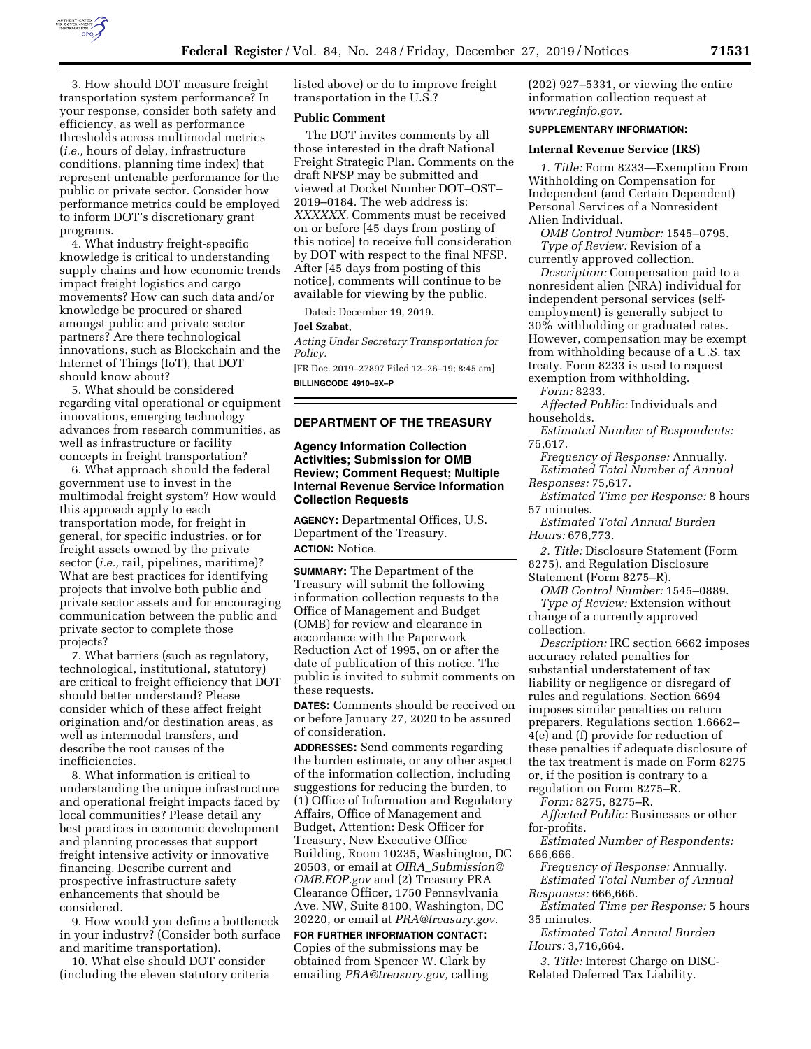3. How should DOT measure freight transportation system performance? In your response, consider both safety and efficiency, as well as performance thresholds across multimodal metrics (*i.e.,* hours of delay, infrastructure conditions, planning time index) that represent untenable performance for the public or private sector. Consider how performance metrics could be employed to inform DOT's discretionary grant programs.

4. What industry freight-specific knowledge is critical to understanding supply chains and how economic trends impact freight logistics and cargo movements? How can such data and/or knowledge be procured or shared amongst public and private sector partners? Are there technological innovations, such as Blockchain and the Internet of Things (IoT), that DOT should know about?

5. What should be considered regarding vital operational or equipment innovations, emerging technology advances from research communities, as well as infrastructure or facility concepts in freight transportation?

6. What approach should the federal government use to invest in the multimodal freight system? How would this approach apply to each transportation mode, for freight in general, for specific industries, or for freight assets owned by the private sector (*i.e.,* rail, pipelines, maritime)? What are best practices for identifying projects that involve both public and private sector assets and for encouraging communication between the public and private sector to complete those projects?

7. What barriers (such as regulatory, technological, institutional, statutory) are critical to freight efficiency that DOT should better understand? Please consider which of these affect freight origination and/or destination areas, as well as intermodal transfers, and describe the root causes of the inefficiencies.

8. What information is critical to understanding the unique infrastructure and operational freight impacts faced by local communities? Please detail any best practices in economic development and planning processes that support freight intensive activity or innovative financing. Describe current and prospective infrastructure safety enhancements that should be considered.

9. How would you define a bottleneck in your industry? (Consider both surface and maritime transportation).

10. What else should DOT consider (including the eleven statutory criteria listed above) or do to improve freight transportation in the U.S.?

**Public Comment**

The DOT invites comments by all those interested in the draft National Freight Strategic Plan. Comments on the draft NFSP may be submitted and viewed at Docket Number DOT–OST–2019–0184. The web address is: *XXXXXX.* Comments must be received on or before [45 days from posting of this notice] to receive full consideration by DOT with respect to the final NFSP. After [45 days from posting of this notice], comments will continue to be available for viewing by the public.

Dated: December 19, 2019.

**Joel Szabat,**

*Acting Under Secretary Transportation for Policy.*

[FR Doc. 2019–27897 Filed 12–26–19; 8:45 am]

**BILLINGCODE 4910–9X–P**

## DEPARTMENT OF THE TREASURY

### Agency Information Collection Activities; Submission for OMB Review; Comment Request; Multiple Internal Revenue Service Information Collection Requests

**AGENCY:** Departmental Offices, U.S. Department of the Treasury.

**ACTION:** Notice.

**SUMMARY:** The Department of the Treasury will submit the following information collection requests to the Office of Management and Budget (OMB) for review and clearance in accordance with the Paperwork Reduction Act of 1995, on or after the date of publication of this notice. The public is invited to submit comments on these requests.

**DATES:** Comments should be received on or before January 27, 2020 to be assured of consideration.

**ADDRESSES:** Send comments regarding the burden estimate, or any other aspect of the information collection, including suggestions for reducing the burden, to (1) Office of Information and Regulatory Affairs, Office of Management and Budget, Attention: Desk Officer for Treasury, New Executive Office Building, Room 10235, Washington, DC 20503, or email at *OIRA_Submission@OMB.EOP.gov* and (2) Treasury PRA Clearance Officer, 1750 Pennsylvania Ave. NW, Suite 8100, Washington, DC 20220, or email at *PRA@treasury.gov.*

**FOR FURTHER INFORMATION CONTACT:** Copies of the submissions may be obtained from Spencer W. Clark by emailing *PRA@treasury.gov,* calling (202) 927–5331, or viewing the entire information collection request at *www.reginfo.gov.*

**SUPPLEMENTARY INFORMATION:**

**Internal Revenue Service (IRS)**

*1. Title:* Form 8233—Exemption From Withholding on Compensation for Independent (and Certain Dependent) Personal Services of a Nonresident Alien Individual.

*OMB Control Number:* 1545–0795.

*Type of Review:* Revision of a currently approved collection.

*Description:* Compensation paid to a nonresident alien (NRA) individual for independent personal services (self-employment) is generally subject to 30% withholding or graduated rates. However, compensation may be exempt from withholding because of a U.S. tax treaty. Form 8233 is used to request exemption from withholding.

*Form:* 8233.

*Affected Public:* Individuals and households.

*Estimated Number of Respondents:* 75,617.

*Frequency of Response:* Annually.

*Estimated Total Number of Annual Responses:* 75,617.

*Estimated Time per Response:* 8 hours 57 minutes.

*Estimated Total Annual Burden Hours:* 676,773.

*2. Title:* Disclosure Statement (Form 8275), and Regulation Disclosure Statement (Form 8275–R).

*OMB Control Number:* 1545–0889.

*Type of Review:* Extension without change of a currently approved collection.

*Description:* IRC section 6662 imposes accuracy related penalties for substantial understatement of tax liability or negligence or disregard of rules and regulations. Section 6694 imposes similar penalties on return preparers. Regulations section 1.6662–4(e) and (f) provide for reduction of these penalties if adequate disclosure of the tax treatment is made on Form 8275 or, if the position is contrary to a regulation on Form 8275–R.

*Form:* 8275, 8275–R.

*Affected Public:* Businesses or other for-profits.

*Estimated Number of Respondents:* 666,666.

*Frequency of Response:* Annually.

*Estimated Total Number of Annual Responses:* 666,666.

*Estimated Time per Response:* 5 hours 35 minutes.

*Estimated Total Annual Burden Hours:* 3,716,664.

*3. Title:* Interest Charge on DISC-Related Deferred Tax Liability.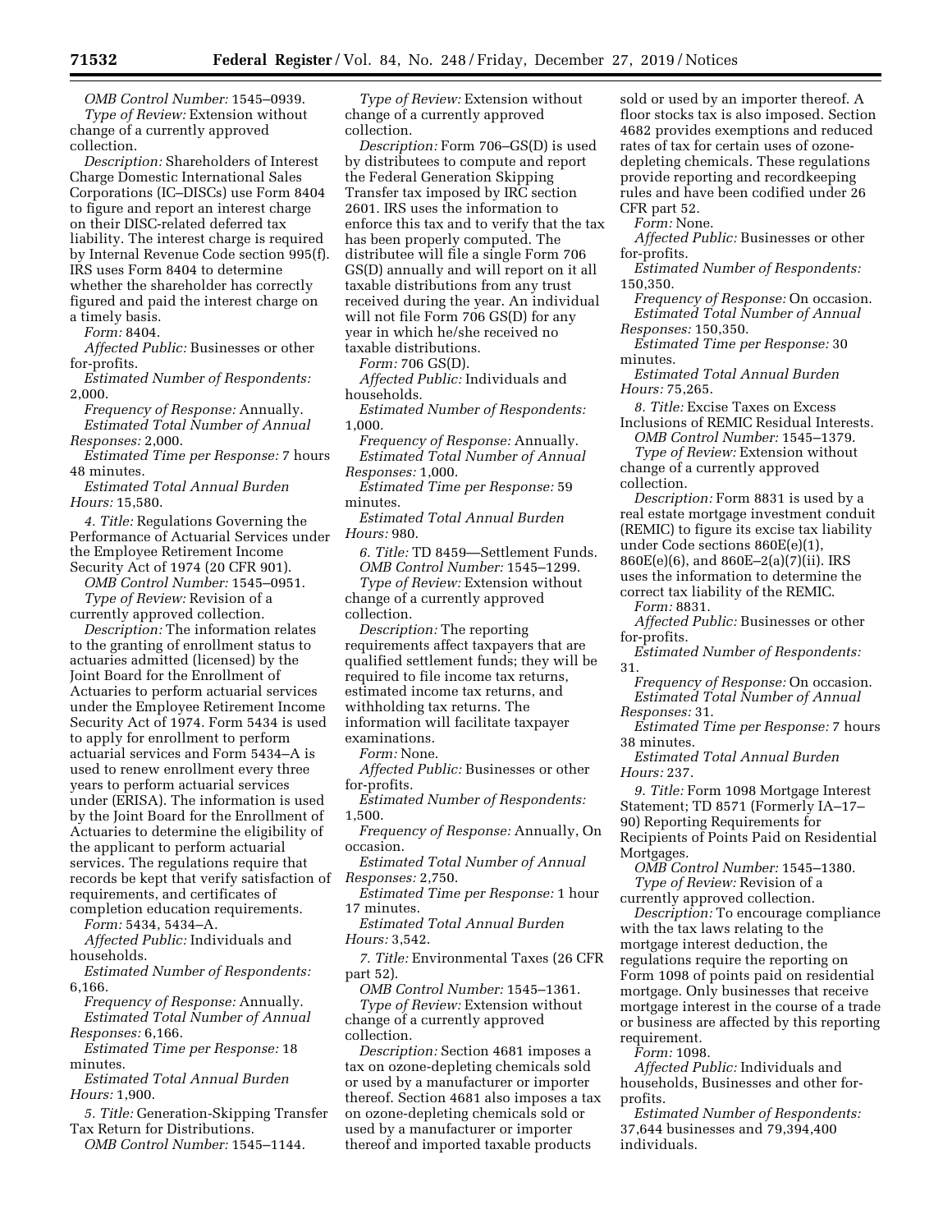*OMB Control Number:* 1545–0939.

*Type of Review:* Extension without change of a currently approved collection.

*Description:* Shareholders of Interest Charge Domestic International Sales Corporations (IC–DISCs) use Form 8404 to figure and report an interest charge on their DISC-related deferred tax liability. The interest charge is required by Internal Revenue Code section 995(f). IRS uses Form 8404 to determine whether the shareholder has correctly figured and paid the interest charge on a timely basis.

*Form:* 8404.

*Affected Public:* Businesses or other for-profits.

*Estimated Number of Respondents:* 2,000.

*Frequency of Response:* Annually.

*Estimated Total Number of Annual Responses:* 2,000.

*Estimated Time per Response:* 7 hours 48 minutes.

*Estimated Total Annual Burden Hours:* 15,580.

*4. Title:* Regulations Governing the Performance of Actuarial Services under the Employee Retirement Income Security Act of 1974 (20 CFR 901).

*OMB Control Number:* 1545–0951.

*Type of Review:* Revision of a currently approved collection.

*Description:* The information relates to the granting of enrollment status to actuaries admitted (licensed) by the Joint Board for the Enrollment of Actuaries to perform actuarial services under the Employee Retirement Income Security Act of 1974. Form 5434 is used to apply for enrollment to perform actuarial services and Form 5434–A is used to renew enrollment every three years to perform actuarial services under (ERISA). The information is used by the Joint Board for the Enrollment of Actuaries to determine the eligibility of the applicant to perform actuarial services. The regulations require that records be kept that verify satisfaction of requirements, and certificates of completion education requirements.

*Form:* 5434, 5434–A.

*Affected Public:* Individuals and households.

*Estimated Number of Respondents:* 6,166.

*Frequency of Response:* Annually.

*Estimated Total Number of Annual Responses:* 6,166.

*Estimated Time per Response:* 18 minutes.

*Estimated Total Annual Burden Hours:* 1,900.

*5. Title:* Generation-Skipping Transfer Tax Return for Distributions.

*OMB Control Number:* 1545–1144.

*Type of Review:* Extension without change of a currently approved collection.

*Description:* Form 706–GS(D) is used by distributees to compute and report the Federal Generation Skipping Transfer tax imposed by IRC section 2601. IRS uses the information to enforce this tax and to verify that the tax has been properly computed. The distributee will file a single Form 706 GS(D) annually and will report on it all taxable distributions from any trust received during the year. An individual will not file Form 706 GS(D) for any year in which he/she received no taxable distributions.

*Form:* 706 GS(D).

*Affected Public:* Individuals and households.

*Estimated Number of Respondents:* 1,000.

*Frequency of Response:* Annually.

*Estimated Total Number of Annual Responses:* 1,000.

*Estimated Time per Response:* 59 minutes.

*Estimated Total Annual Burden Hours:* 980.

*6. Title:* TD 8459—Settlement Funds.

*OMB Control Number:* 1545–1299.

*Type of Review:* Extension without change of a currently approved collection.

*Description:* The reporting requirements affect taxpayers that are qualified settlement funds; they will be required to file income tax returns, estimated income tax returns, and withholding tax returns. The information will facilitate taxpayer examinations.

*Form:* None.

*Affected Public:* Businesses or other for-profits.

*Estimated Number of Respondents:* 1,500.

*Frequency of Response:* Annually, On occasion.

*Estimated Total Number of Annual Responses:* 2,750.

*Estimated Time per Response:* 1 hour 17 minutes.

*Estimated Total Annual Burden Hours:* 3,542.

*7. Title:* Environmental Taxes (26 CFR part 52).

*OMB Control Number:* 1545–1361.

*Type of Review:* Extension without change of a currently approved collection.

*Description:* Section 4681 imposes a tax on ozone-depleting chemicals sold or used by a manufacturer or importer thereof. Section 4681 also imposes a tax on ozone-depleting chemicals sold or used by a manufacturer or importer thereof and imported taxable products sold or used by an importer thereof. A floor stocks tax is also imposed. Section 4682 provides exemptions and reduced rates of tax for certain uses of ozone-depleting chemicals. These regulations provide reporting and recordkeeping rules and have been codified under 26 CFR part 52.

*Form:* None.

*Affected Public:* Businesses or other for-profits.

*Estimated Number of Respondents:* 150,350.

*Frequency of Response:* On occasion.

*Estimated Total Number of Annual Responses:* 150,350.

*Estimated Time per Response:* 30 minutes.

*Estimated Total Annual Burden Hours:* 75,265.

*8. Title:* Excise Taxes on Excess Inclusions of REMIC Residual Interests.

*OMB Control Number:* 1545–1379.

*Type of Review:* Extension without change of a currently approved collection.

*Description:* Form 8831 is used by a real estate mortgage investment conduit (REMIC) to figure its excise tax liability under Code sections 860E(e)(1), 860E(e)(6), and 860E–2(a)(7)(ii). IRS uses the information to determine the correct tax liability of the REMIC.

*Form:* 8831.

*Affected Public:* Businesses or other for-profits.

*Estimated Number of Respondents:* 31.

*Frequency of Response:* On occasion.

*Estimated Total Number of Annual Responses:* 31.

*Estimated Time per Response:* 7 hours 38 minutes.

*Estimated Total Annual Burden Hours:* 237.

*9. Title:* Form 1098 Mortgage Interest Statement; TD 8571 (Formerly IA–17–90) Reporting Requirements for Recipients of Points Paid on Residential Mortgages.

*OMB Control Number:* 1545–1380.

*Type of Review:* Revision of a currently approved collection.

*Description:* To encourage compliance with the tax laws relating to the mortgage interest deduction, the regulations require the reporting on Form 1098 of points paid on residential mortgage. Only businesses that receive mortgage interest in the course of a trade or business are affected by this reporting requirement.

*Form:* 1098.

*Affected Public:* Individuals and households, Businesses and other for-profits.

*Estimated Number of Respondents:* 37,644 businesses and 79,394,400 individuals.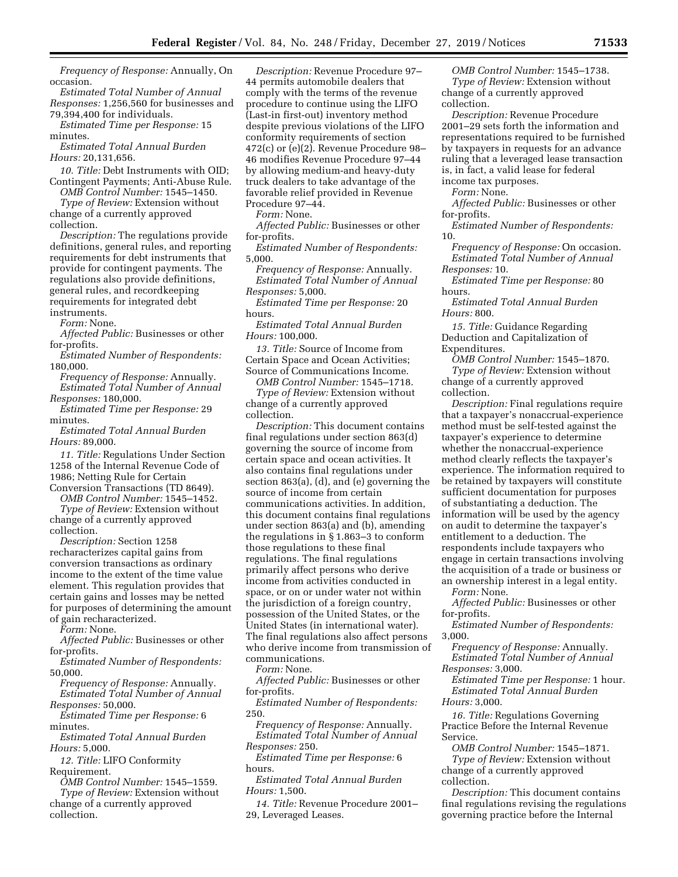*Frequency of Response:* Annually, On occasion.

*Estimated Total Number of Annual Responses:* 1,256,560 for businesses and 79,394,400 for individuals.

*Estimated Time per Response:* 15 minutes.

*Estimated Total Annual Burden Hours:* 20,131,656.

*10. Title:* Debt Instruments with OID; Contingent Payments; Anti-Abuse Rule.

*OMB Control Number:* 1545–1450.

*Type of Review:* Extension without change of a currently approved collection.

*Description:* The regulations provide definitions, general rules, and reporting requirements for debt instruments that provide for contingent payments. The regulations also provide definitions, general rules, and recordkeeping requirements for integrated debt instruments.

*Form:* None.

*Affected Public:* Businesses or other for-profits.

*Estimated Number of Respondents:* 180,000.

*Frequency of Response:* Annually.

*Estimated Total Number of Annual Responses:* 180,000.

*Estimated Time per Response:* 29 minutes.

*Estimated Total Annual Burden Hours:* 89,000.

*11. Title:* Regulations Under Section 1258 of the Internal Revenue Code of 1986; Netting Rule for Certain Conversion Transactions (TD 8649).

*OMB Control Number:* 1545–1452.

*Type of Review:* Extension without change of a currently approved collection.

*Description:* Section 1258 recharacterizes capital gains from conversion transactions as ordinary income to the extent of the time value element. This regulation provides that certain gains and losses may be netted for purposes of determining the amount of gain recharacterized.

*Form:* None.

*Affected Public:* Businesses or other for-profits.

*Estimated Number of Respondents:* 50,000.

*Frequency of Response:* Annually.

*Estimated Total Number of Annual Responses:* 50,000.

*Estimated Time per Response:* 6 minutes.

*Estimated Total Annual Burden Hours:* 5,000.

*12. Title:* LIFO Conformity Requirement.

*OMB Control Number:* 1545–1559.

*Type of Review:* Extension without change of a currently approved collection.

*Description:* Revenue Procedure 97–44 permits automobile dealers that comply with the terms of the revenue procedure to continue using the LIFO (Last-in first-out) inventory method despite previous violations of the LIFO conformity requirements of section 472(c) or (e)(2). Revenue Procedure 98–46 modifies Revenue Procedure 97–44 by allowing medium-and heavy-duty truck dealers to take advantage of the favorable relief provided in Revenue Procedure 97–44.

*Form:* None.

*Affected Public:* Businesses or other for-profits.

*Estimated Number of Respondents:* 5,000.

*Frequency of Response:* Annually.

*Estimated Total Number of Annual Responses:* 5,000.

*Estimated Time per Response:* 20 hours.

*Estimated Total Annual Burden Hours:* 100,000.

*13. Title:* Source of Income from Certain Space and Ocean Activities; Source of Communications Income.

*OMB Control Number:* 1545–1718.

*Type of Review:* Extension without change of a currently approved collection.

*Description:* This document contains final regulations under section 863(d) governing the source of income from certain space and ocean activities. It also contains final regulations under section 863(a), (d), and (e) governing the source of income from certain communications activities. In addition, this document contains final regulations under section 863(a) and (b), amending the regulations in § 1.863–3 to conform those regulations to these final regulations. The final regulations primarily affect persons who derive income from activities conducted in space, or on or under water not within the jurisdiction of a foreign country, possession of the United States, or the United States (in international water). The final regulations also affect persons who derive income from transmission of communications.

*Form:* None.

*Affected Public:* Businesses or other for-profits.

*Estimated Number of Respondents:* 250.

*Frequency of Response:* Annually.

*Estimated Total Number of Annual Responses:* 250.

*Estimated Time per Response:* 6 hours.

*Estimated Total Annual Burden Hours:* 1,500.

*14. Title:* Revenue Procedure 2001–29, Leveraged Leases.

*OMB Control Number:* 1545–1738.

*Type of Review:* Extension without change of a currently approved collection.

*Description:* Revenue Procedure 2001–29 sets forth the information and representations required to be furnished by taxpayers in requests for an advance ruling that a leveraged lease transaction is, in fact, a valid lease for federal income tax purposes.

*Form:* None.

*Affected Public:* Businesses or other for-profits.

*Estimated Number of Respondents:* 10.

*Frequency of Response:* On occasion.

*Estimated Total Number of Annual Responses:* 10.

*Estimated Time per Response:* 80 hours.

*Estimated Total Annual Burden Hours:* 800.

*15. Title:* Guidance Regarding Deduction and Capitalization of Expenditures.

*OMB Control Number:* 1545–1870.

*Type of Review:* Extension without change of a currently approved collection.

*Description:* Final regulations require that a taxpayer's nonaccrual-experience method must be self-tested against the taxpayer's experience to determine whether the nonaccrual-experience method clearly reflects the taxpayer's experience. The information required to be retained by taxpayers will constitute sufficient documentation for purposes of substantiating a deduction. The information will be used by the agency on audit to determine the taxpayer's entitlement to a deduction. The respondents include taxpayers who engage in certain transactions involving the acquisition of a trade or business or an ownership interest in a legal entity.

*Form:* None.

*Affected Public:* Businesses or other for-profits.

*Estimated Number of Respondents:* 3,000.

*Frequency of Response:* Annually.

*Estimated Total Number of Annual Responses:* 3,000.

*Estimated Time per Response:* 1 hour.

*Estimated Total Annual Burden Hours:* 3,000.

*16. Title:* Regulations Governing Practice Before the Internal Revenue Service.

*OMB Control Number:* 1545–1871.

*Type of Review:* Extension without change of a currently approved collection.

*Description:* This document contains final regulations revising the regulations governing practice before the Internal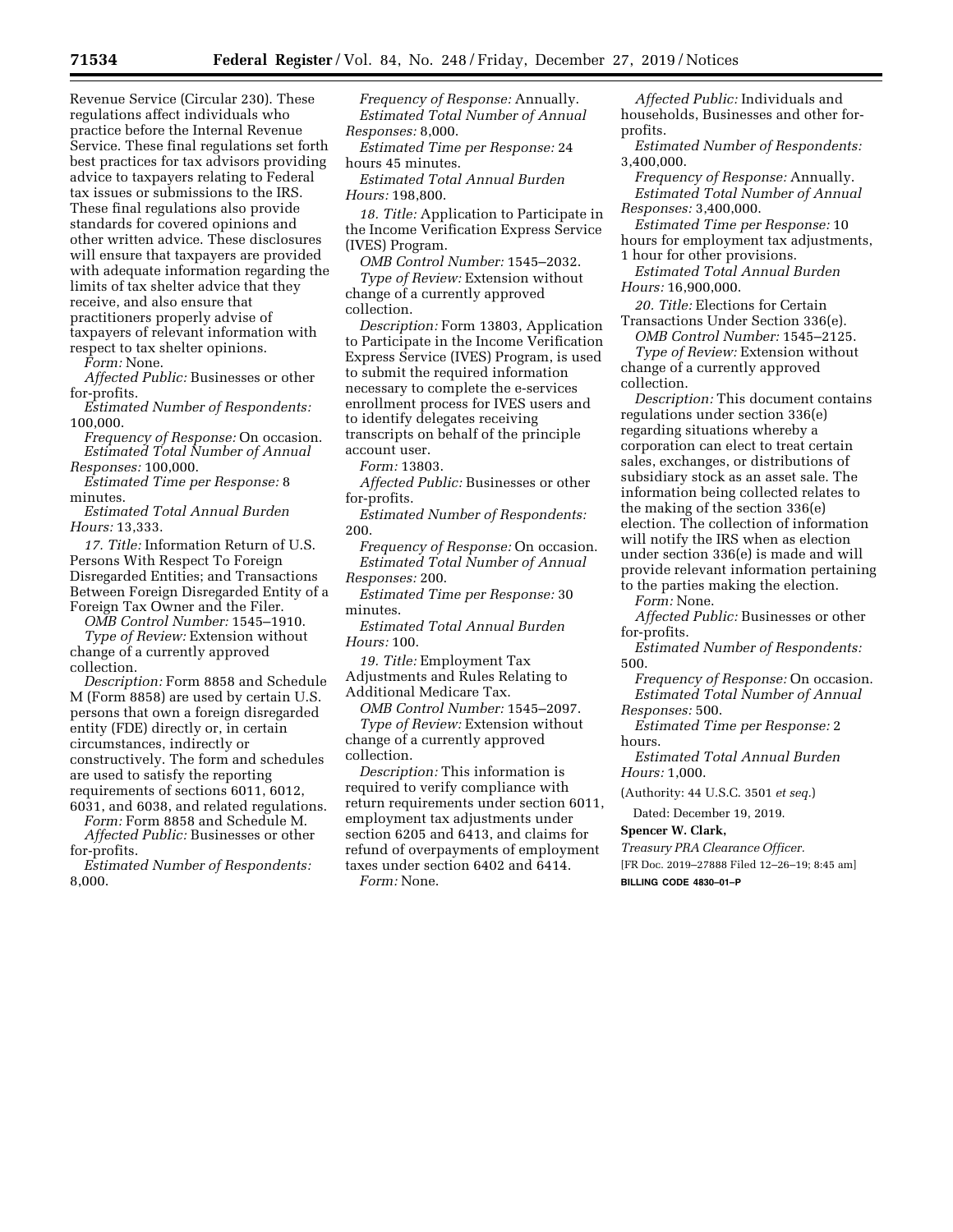Revenue Service (Circular 230). These regulations affect individuals who practice before the Internal Revenue Service. These final regulations set forth best practices for tax advisors providing advice to taxpayers relating to Federal tax issues or submissions to the IRS. These final regulations also provide standards for covered opinions and other written advice. These disclosures will ensure that taxpayers are provided with adequate information regarding the limits of tax shelter advice that they receive, and also ensure that practitioners properly advise of taxpayers of relevant information with respect to tax shelter opinions.

*Form:* None.

*Affected Public:* Businesses or other for-profits.

*Estimated Number of Respondents:* 100,000.

*Frequency of Response:* On occasion.

*Estimated Total Number of Annual Responses:* 100,000.

*Estimated Time per Response:* 8 minutes.

*Estimated Total Annual Burden Hours:* 13,333.

*17. Title:* Information Return of U.S. Persons With Respect To Foreign Disregarded Entities; and Transactions Between Foreign Disregarded Entity of a Foreign Tax Owner and the Filer.

*OMB Control Number:* 1545–1910.

*Type of Review:* Extension without change of a currently approved collection.

*Description:* Form 8858 and Schedule M (Form 8858) are used by certain U.S. persons that own a foreign disregarded entity (FDE) directly or, in certain circumstances, indirectly or constructively. The form and schedules are used to satisfy the reporting requirements of sections 6011, 6012, 6031, and 6038, and related regulations.

*Form:* Form 8858 and Schedule M.

*Affected Public:* Businesses or other for-profits.

*Estimated Number of Respondents:* 8,000.

*Frequency of Response:* Annually.

*Estimated Total Number of Annual Responses:* 8,000.

*Estimated Time per Response:* 24 hours 45 minutes.

*Estimated Total Annual Burden Hours:* 198,800.

*18. Title:* Application to Participate in the Income Verification Express Service (IVES) Program.

*OMB Control Number:* 1545–2032.

*Type of Review:* Extension without change of a currently approved collection.

*Description:* Form 13803, Application to Participate in the Income Verification Express Service (IVES) Program, is used to submit the required information necessary to complete the e-services enrollment process for IVES users and to identify delegates receiving transcripts on behalf of the principle account user.

*Form:* 13803.

*Affected Public:* Businesses or other for-profits.

*Estimated Number of Respondents:* 200.

*Frequency of Response:* On occasion.

*Estimated Total Number of Annual Responses:* 200.

*Estimated Time per Response:* 30 minutes.

*Estimated Total Annual Burden Hours:* 100.

*19. Title:* Employment Tax Adjustments and Rules Relating to Additional Medicare Tax.

*OMB Control Number:* 1545–2097.

*Type of Review:* Extension without change of a currently approved collection.

*Description:* This information is required to verify compliance with return requirements under section 6011, employment tax adjustments under section 6205 and 6413, and claims for refund of overpayments of employment taxes under section 6402 and 6414.

*Form:* None.

*Affected Public:* Individuals and households, Businesses and other for-profits.

*Estimated Number of Respondents:* 3,400,000.

*Frequency of Response:* Annually.

*Estimated Total Number of Annual Responses:* 3,400,000.

*Estimated Time per Response:* 10 hours for employment tax adjustments, 1 hour for other provisions.

*Estimated Total Annual Burden Hours:* 16,900,000.

*20. Title:* Elections for Certain Transactions Under Section 336(e).

*OMB Control Number:* 1545–2125.

*Type of Review:* Extension without change of a currently approved collection.

*Description:* This document contains regulations under section 336(e) regarding situations whereby a corporation can elect to treat certain sales, exchanges, or distributions of subsidiary stock as an asset sale. The information being collected relates to the making of the section 336(e) election. The collection of information will notify the IRS when as election under section 336(e) is made and will provide relevant information pertaining to the parties making the election.

*Form:* None.

*Affected Public:* Businesses or other for-profits.

*Estimated Number of Respondents:* 500.

*Frequency of Response:* On occasion.

*Estimated Total Number of Annual Responses:* 500.

*Estimated Time per Response:* 2 hours.

*Estimated Total Annual Burden Hours:* 1,000.

(Authority: 44 U.S.C. 3501 *et seq.*)

Dated: December 19, 2019.

**Spencer W. Clark,**

*Treasury PRA Clearance Officer.*

[FR Doc. 2019–27888 Filed 12–26–19; 8:45 am]

**BILLING CODE 4830–01–P**